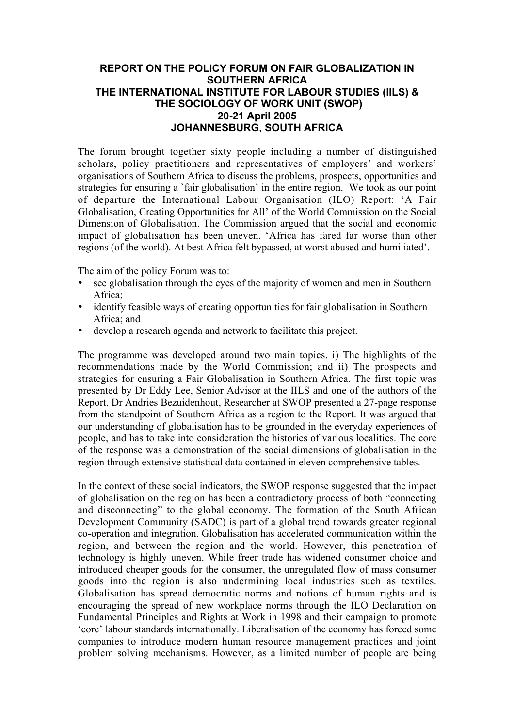# REPORT ON THE POLICY FORUM ON FAIR GLOBALIZATION IN SOUTHERN AFRICA
## THE INTERNATIONAL INSTITUTE FOR LABOUR STUDIES (IILS) & THE SOCIOLOGY OF WORK UNIT (SWOP)
### 20-21 April 2005
### JOHANNESBURG, SOUTH AFRICA

The forum brought together sixty people including a number of distinguished scholars, policy practitioners and representatives of employers' and workers' organisations of Southern Africa to discuss the problems, prospects, opportunities and strategies for ensuring a `fair globalisation' in the entire region. We took as our point of departure the International Labour Organisation (ILO) Report: 'A Fair Globalisation, Creating Opportunities for All' of the World Commission on the Social Dimension of Globalisation. The Commission argued that the social and economic impact of globalisation has been uneven. 'Africa has fared far worse than other regions (of the world). At best Africa felt bypassed, at worst abused and humiliated'.

The aim of the policy Forum was to:

- see globalisation through the eyes of the majority of women and men in Southern Africa;
- identify feasible ways of creating opportunities for fair globalisation in Southern Africa; and
- develop a research agenda and network to facilitate this project.

The programme was developed around two main topics. i) The highlights of the recommendations made by the World Commission; and ii) The prospects and strategies for ensuring a Fair Globalisation in Southern Africa. The first topic was presented by Dr Eddy Lee, Senior Advisor at the IILS and one of the authors of the Report. Dr Andries Bezuidenhout, Researcher at SWOP presented a 27-page response from the standpoint of Southern Africa as a region to the Report. It was argued that our understanding of globalisation has to be grounded in the everyday experiences of people, and has to take into consideration the histories of various localities. The core of the response was a demonstration of the social dimensions of globalisation in the region through extensive statistical data contained in eleven comprehensive tables.

In the context of these social indicators, the SWOP response suggested that the impact of globalisation on the region has been a contradictory process of both "connecting and disconnecting" to the global economy. The formation of the South African Development Community (SADC) is part of a global trend towards greater regional co-operation and integration. Globalisation has accelerated communication within the region, and between the region and the world. However, this penetration of technology is highly uneven. While freer trade has widened consumer choice and introduced cheaper goods for the consumer, the unregulated flow of mass consumer goods into the region is also undermining local industries such as textiles. Globalisation has spread democratic norms and notions of human rights and is encouraging the spread of new workplace norms through the ILO Declaration on Fundamental Principles and Rights at Work in 1998 and their campaign to promote 'core' labour standards internationally. Liberalisation of the economy has forced some companies to introduce modern human resource management practices and joint problem solving mechanisms. However, as a limited number of people are being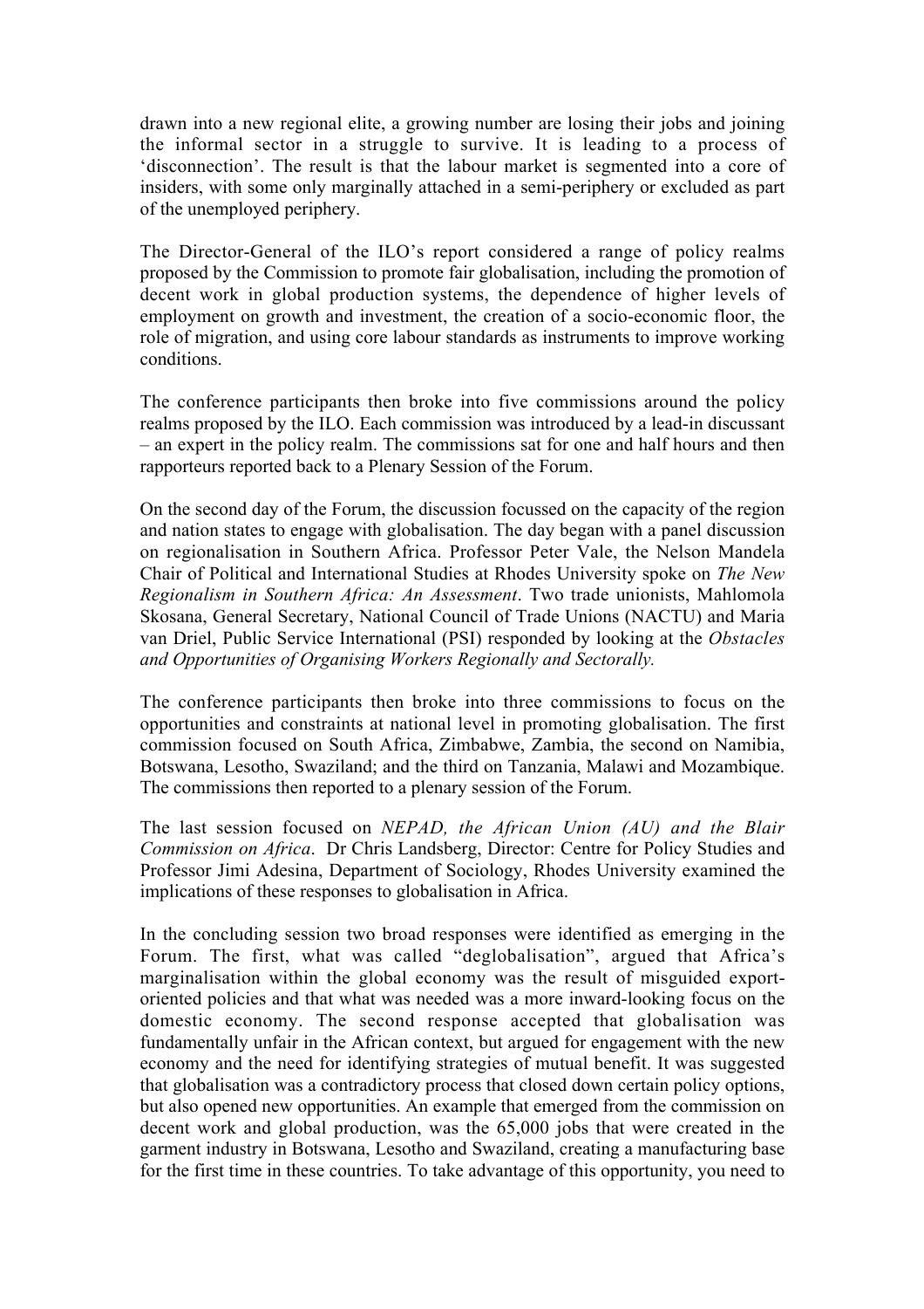drawn into a new regional elite, a growing number are losing their jobs and joining the informal sector in a struggle to survive. It is leading to a process of 'disconnection'. The result is that the labour market is segmented into a core of insiders, with some only marginally attached in a semi-periphery or excluded as part of the unemployed periphery.

The Director-General of the ILO's report considered a range of policy realms proposed by the Commission to promote fair globalisation, including the promotion of decent work in global production systems, the dependence of higher levels of employment on growth and investment, the creation of a socio-economic floor, the role of migration, and using core labour standards as instruments to improve working conditions.

The conference participants then broke into five commissions around the policy realms proposed by the ILO. Each commission was introduced by a lead-in discussant – an expert in the policy realm. The commissions sat for one and half hours and then rapporteurs reported back to a Plenary Session of the Forum.

On the second day of the Forum, the discussion focussed on the capacity of the region and nation states to engage with globalisation. The day began with a panel discussion on regionalisation in Southern Africa. Professor Peter Vale, the Nelson Mandela Chair of Political and International Studies at Rhodes University spoke on *The New Regionalism in Southern Africa: An Assessment*. Two trade unionists, Mahlomola Skosana, General Secretary, National Council of Trade Unions (NACTU) and Maria van Driel, Public Service International (PSI) responded by looking at the *Obstacles and Opportunities of Organising Workers Regionally and Sectorally.*

The conference participants then broke into three commissions to focus on the opportunities and constraints at national level in promoting globalisation. The first commission focused on South Africa, Zimbabwe, Zambia, the second on Namibia, Botswana, Lesotho, Swaziland; and the third on Tanzania, Malawi and Mozambique. The commissions then reported to a plenary session of the Forum.

The last session focused on *NEPAD, the African Union (AU) and the Blair Commission on Africa*. Dr Chris Landsberg, Director: Centre for Policy Studies and Professor Jimi Adesina, Department of Sociology, Rhodes University examined the implications of these responses to globalisation in Africa.

In the concluding session two broad responses were identified as emerging in the Forum. The first, what was called "deglobalisation", argued that Africa's marginalisation within the global economy was the result of misguided export-oriented policies and that what was needed was a more inward-looking focus on the domestic economy. The second response accepted that globalisation was fundamentally unfair in the African context, but argued for engagement with the new economy and the need for identifying strategies of mutual benefit. It was suggested that globalisation was a contradictory process that closed down certain policy options, but also opened new opportunities. An example that emerged from the commission on decent work and global production, was the 65,000 jobs that were created in the garment industry in Botswana, Lesotho and Swaziland, creating a manufacturing base for the first time in these countries. To take advantage of this opportunity, you need to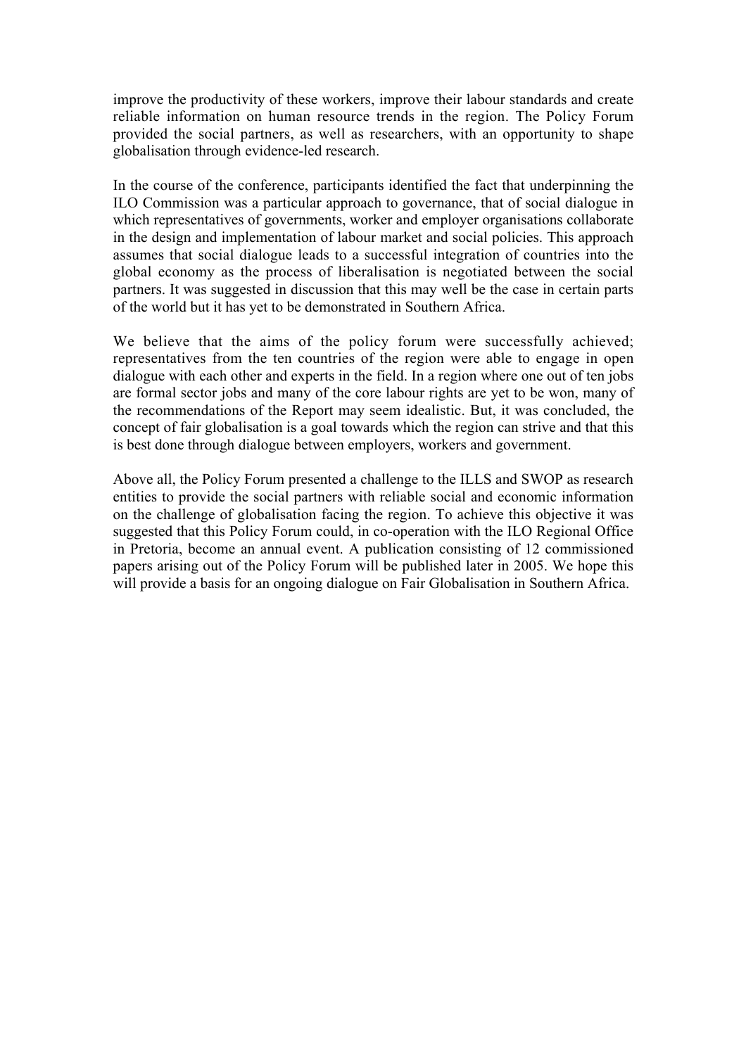improve the productivity of these workers, improve their labour standards and create reliable information on human resource trends in the region. The Policy Forum provided the social partners, as well as researchers, with an opportunity to shape globalisation through evidence-led research.

In the course of the conference, participants identified the fact that underpinning the ILO Commission was a particular approach to governance, that of social dialogue in which representatives of governments, worker and employer organisations collaborate in the design and implementation of labour market and social policies. This approach assumes that social dialogue leads to a successful integration of countries into the global economy as the process of liberalisation is negotiated between the social partners. It was suggested in discussion that this may well be the case in certain parts of the world but it has yet to be demonstrated in Southern Africa.

We believe that the aims of the policy forum were successfully achieved; representatives from the ten countries of the region were able to engage in open dialogue with each other and experts in the field. In a region where one out of ten jobs are formal sector jobs and many of the core labour rights are yet to be won, many of the recommendations of the Report may seem idealistic. But, it was concluded, the concept of fair globalisation is a goal towards which the region can strive and that this is best done through dialogue between employers, workers and government.

Above all, the Policy Forum presented a challenge to the ILLS and SWOP as research entities to provide the social partners with reliable social and economic information on the challenge of globalisation facing the region. To achieve this objective it was suggested that this Policy Forum could, in co-operation with the ILO Regional Office in Pretoria, become an annual event. A publication consisting of 12 commissioned papers arising out of the Policy Forum will be published later in 2005. We hope this will provide a basis for an ongoing dialogue on Fair Globalisation in Southern Africa.